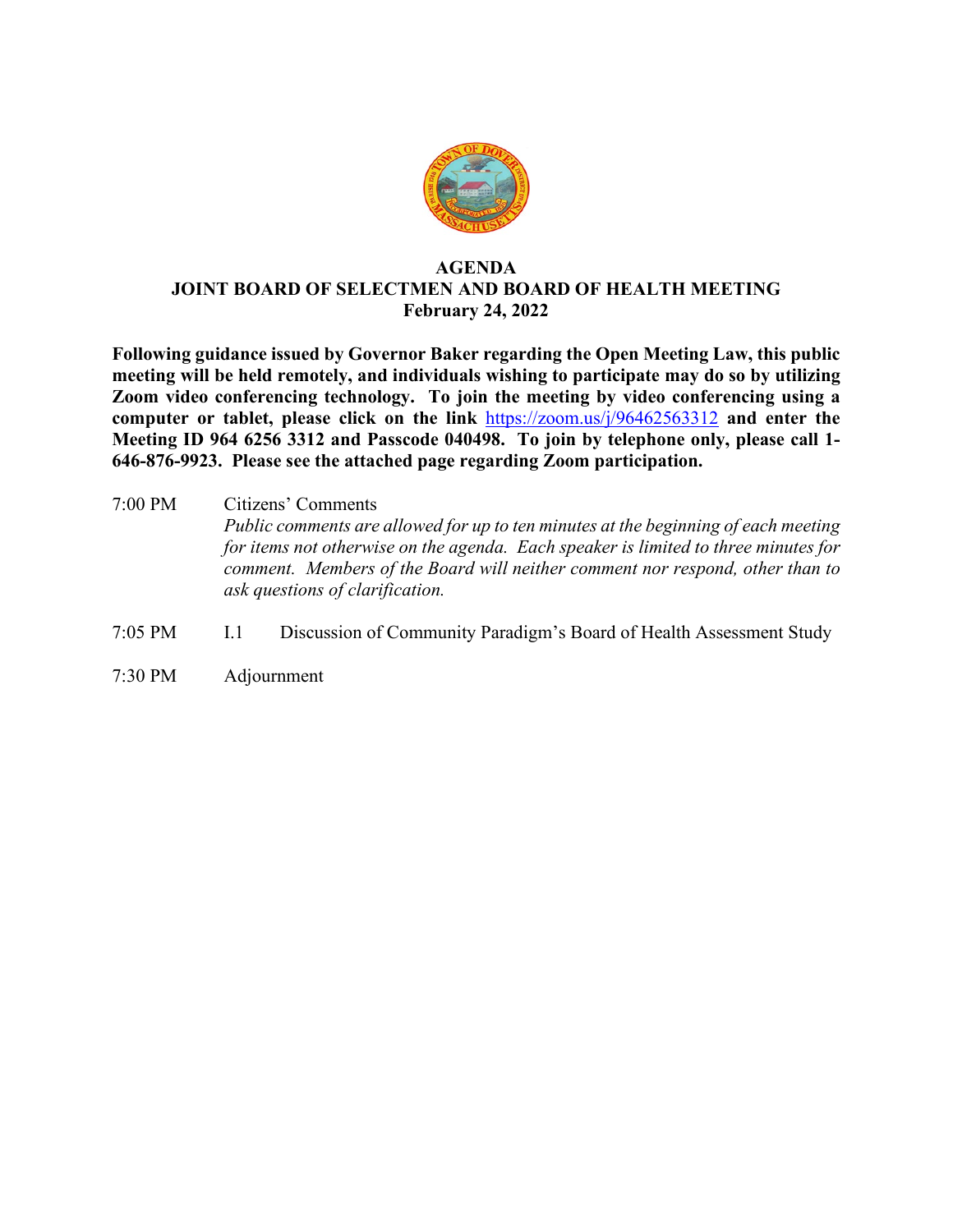# AGENDA
## JOINT BOARD OF SELECTMEN AND BOARD OF HEALTH MEETING
### February 24, 2022

**Following guidance issued by Governor Baker regarding the Open Meeting Law, this public meeting will be held remotely, and individuals wishing to participate may do so by utilizing Zoom video conferencing technology. To join the meeting by video conferencing using a computer or tablet, please click on the link https://zoom.us/j/96462563312 and enter the Meeting ID 964 6256 3312 and Passcode 040498. To join by telephone only, please call 1-646-876-9923. Please see the attached page regarding Zoom participation.**

7:00 PM Citizens' Comments
*Public comments are allowed for up to ten minutes at the beginning of each meeting for items not otherwise on the agenda. Each speaker is limited to three minutes for comment. Members of the Board will neither comment nor respond, other than to ask questions of clarification.*

7:05 PM I.1 Discussion of Community Paradigm's Board of Health Assessment Study

7:30 PM Adjournment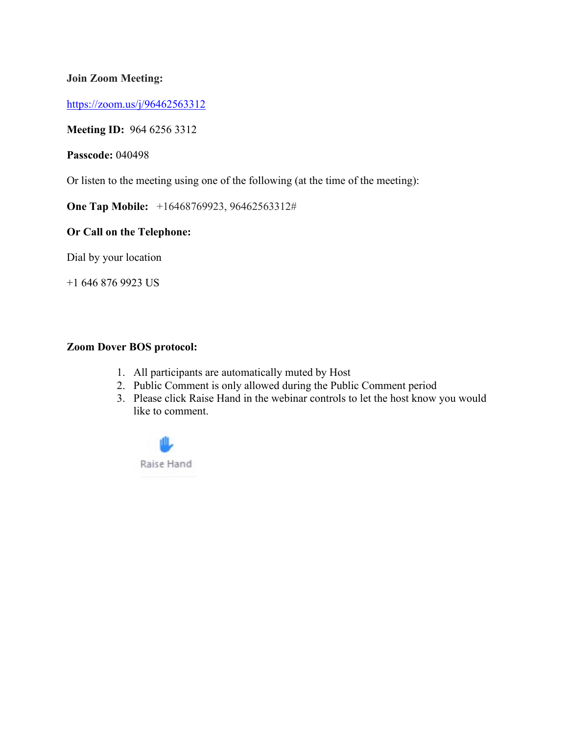**Join Zoom Meeting:**

https://zoom.us/j/96462563312

**Meeting ID:** 964 6256 3312

**Passcode:** 040498

Or listen to the meeting using one of the following (at the time of the meeting):

**One Tap Mobile:** +16468769923, 96462563312#

**Or Call on the Telephone:**

Dial by your location

+1 646 876 9923 US

**Zoom Dover BOS protocol:**

1. All participants are automatically muted by Host
2. Public Comment is only allowed during the Public Comment period
3. Please click Raise Hand in the webinar controls to let the host know you would like to comment.

Raise Hand